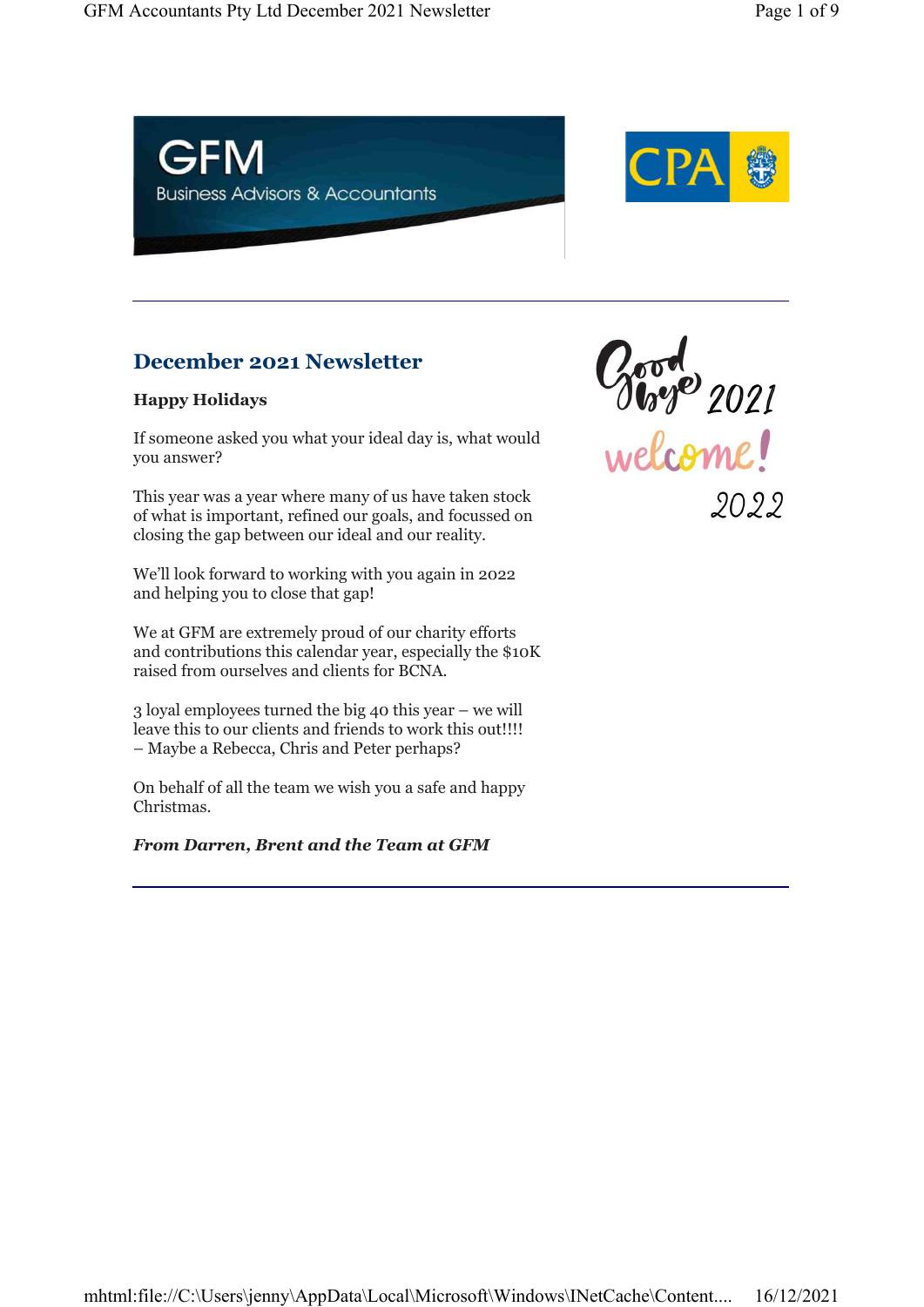GFM

Business Advisors & Accountants

CPA

# December 2021 Newsletter

**Happy Holidays**

If someone asked you what your ideal day is, what would you answer?

This year was a year where many of us have taken stock of what is important, refined our goals, and focussed on closing the gap between our ideal and our reality.

We'll look forward to working with you again in 2022 and helping you to close that gap!

We at GFM are extremely proud of our charity efforts and contributions this calendar year, especially the $10K raised from ourselves and clients for BCNA.

3 loyal employees turned the big 40 this year – we will leave this to our clients and friends to work this out!!!!
– Maybe a Rebecca, Chris and Peter perhaps?

On behalf of all the team we wish you a safe and happy Christmas.

***From Darren, Brent and the Team at GFM***

Good bye 2021 welcome! 2022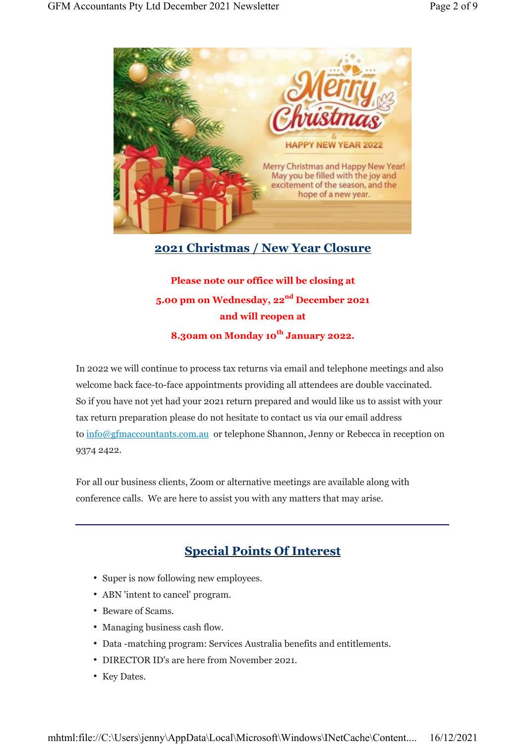## 2021 Christmas / New Year Closure

**Please note our office will be closing at**

**5.00 pm on Wednesday, 22nd December 2021**

**and will reopen at**

**8.30am on Monday 10th January 2022.**

In 2022 we will continue to process tax returns via email and telephone meetings and also welcome back face-to-face appointments providing all attendees are double vaccinated. So if you have not yet had your 2021 return prepared and would like us to assist with your tax return preparation please do not hesitate to contact us via our email address to info@gfmaccountants.com.au or telephone Shannon, Jenny or Rebecca in reception on 9374 2422.

For all our business clients, Zoom or alternative meetings are available along with conference calls. We are here to assist you with any matters that may arise.

---

## Special Points Of Interest

- Super is now following new employees.
- ABN 'intent to cancel' program.
- Beware of Scams.
- Managing business cash flow.
- Data -matching program: Services Australia benefits and entitlements.
- DIRECTOR ID's are here from November 2021.
- Key Dates.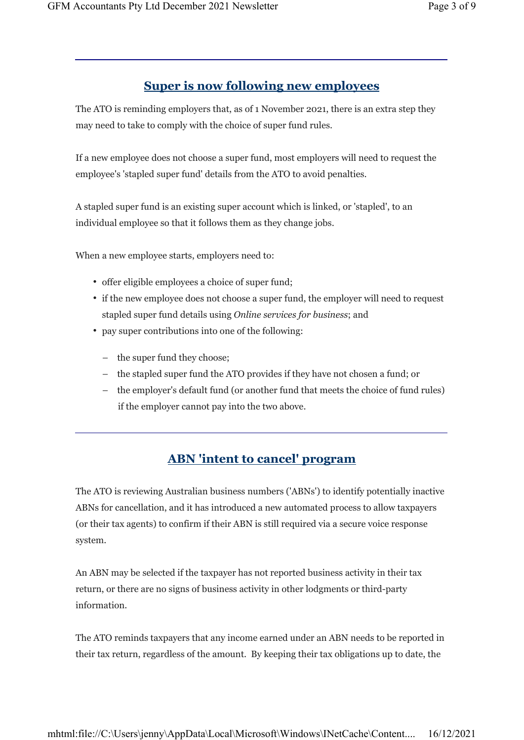## Super is now following new employees

The ATO is reminding employers that, as of 1 November 2021, there is an extra step they may need to take to comply with the choice of super fund rules.

If a new employee does not choose a super fund, most employers will need to request the employee's 'stapled super fund' details from the ATO to avoid penalties.

A stapled super fund is an existing super account which is linked, or 'stapled', to an individual employee so that it follows them as they change jobs.

When a new employee starts, employers need to:

- offer eligible employees a choice of super fund;
- if the new employee does not choose a super fund, the employer will need to request stapled super fund details using *Online services for business*; and
- pay super contributions into one of the following:
  - the super fund they choose;
  - the stapled super fund the ATO provides if they have not chosen a fund; or
  - the employer's default fund (or another fund that meets the choice of fund rules) if the employer cannot pay into the two above.

---

## ABN 'intent to cancel' program

The ATO is reviewing Australian business numbers ('ABNs') to identify potentially inactive ABNs for cancellation, and it has introduced a new automated process to allow taxpayers (or their tax agents) to confirm if their ABN is still required via a secure voice response system.

An ABN may be selected if the taxpayer has not reported business activity in their tax return, or there are no signs of business activity in other lodgments or third-party information.

The ATO reminds taxpayers that any income earned under an ABN needs to be reported in their tax return, regardless of the amount. By keeping their tax obligations up to date, the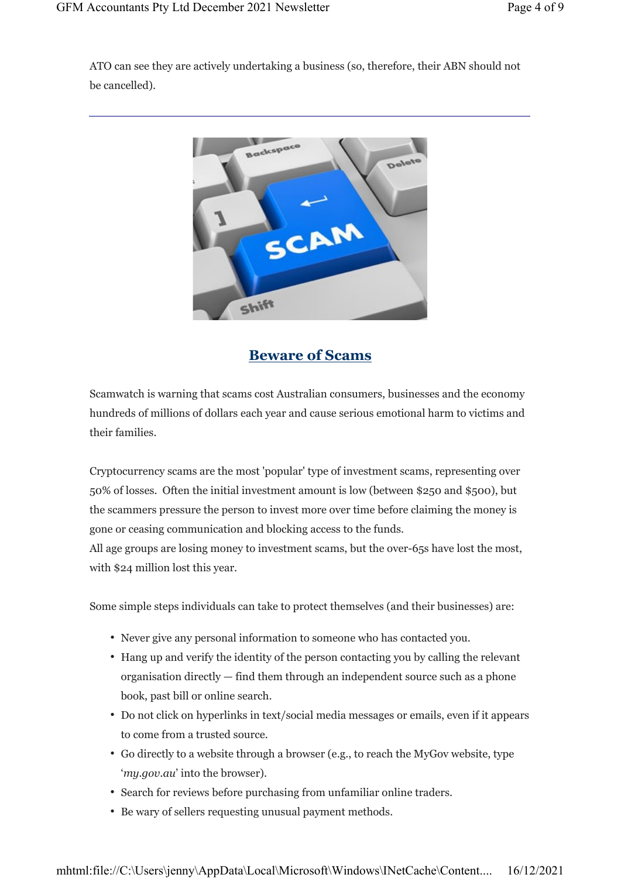ATO can see they are actively undertaking a business (so, therefore, their ABN should not be cancelled).

---

## Beware of Scams

Scamwatch is warning that scams cost Australian consumers, businesses and the economy hundreds of millions of dollars each year and cause serious emotional harm to victims and their families.

Cryptocurrency scams are the most 'popular' type of investment scams, representing over 50% of losses. Often the initial investment amount is low (between $250 and $500), but the scammers pressure the person to invest more over time before claiming the money is gone or ceasing communication and blocking access to the funds.
All age groups are losing money to investment scams, but the over-65s have lost the most, with $24 million lost this year.

Some simple steps individuals can take to protect themselves (and their businesses) are:

- Never give any personal information to someone who has contacted you.
- Hang up and verify the identity of the person contacting you by calling the relevant organisation directly — find them through an independent source such as a phone book, past bill or online search.
- Do not click on hyperlinks in text/social media messages or emails, even if it appears to come from a trusted source.
- Go directly to a website through a browser (e.g., to reach the MyGov website, type '*my.gov.au*' into the browser).
- Search for reviews before purchasing from unfamiliar online traders.
- Be wary of sellers requesting unusual payment methods.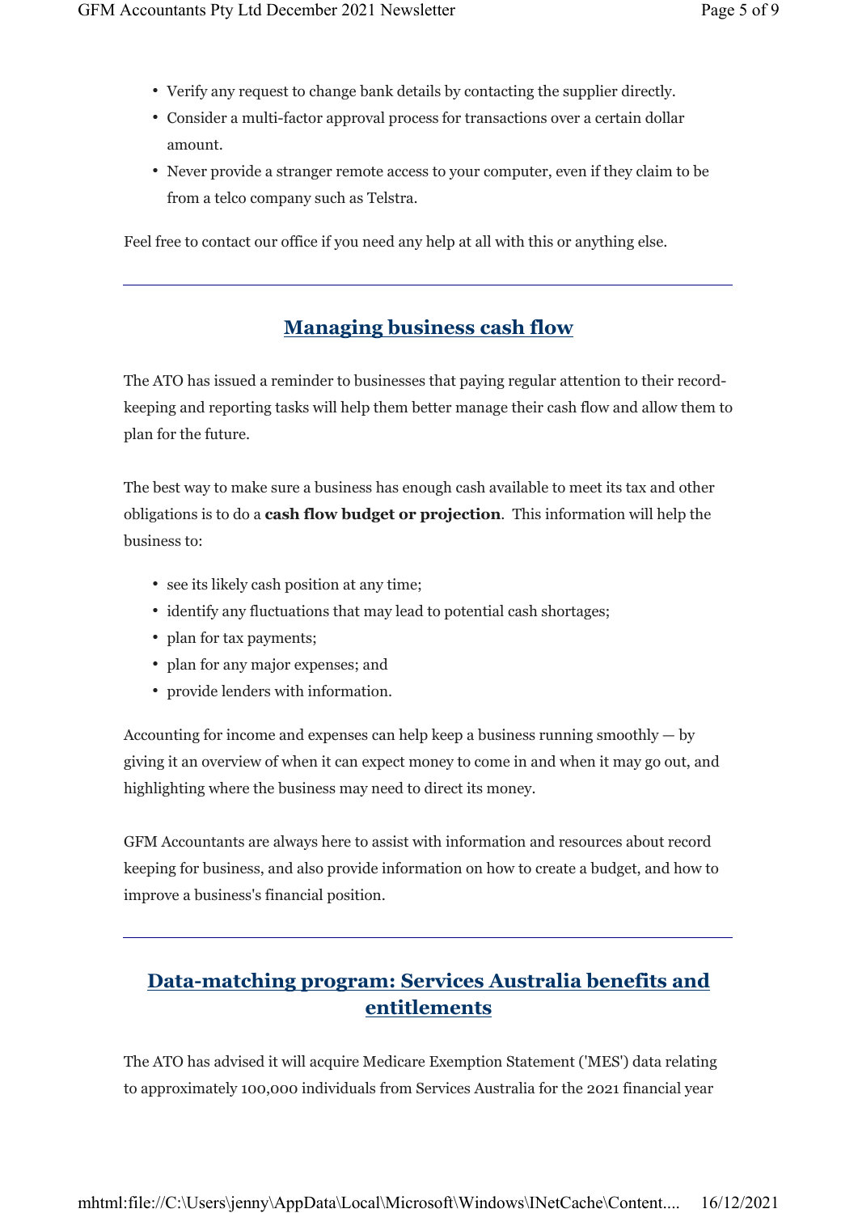- Verify any request to change bank details by contacting the supplier directly.
- Consider a multi-factor approval process for transactions over a certain dollar amount.
- Never provide a stranger remote access to your computer, even if they claim to be from a telco company such as Telstra.

Feel free to contact our office if you need any help at all with this or anything else.

---

## Managing business cash flow

The ATO has issued a reminder to businesses that paying regular attention to their record-keeping and reporting tasks will help them better manage their cash flow and allow them to plan for the future.

The best way to make sure a business has enough cash available to meet its tax and other obligations is to do a **cash flow budget or projection**. This information will help the business to:

- see its likely cash position at any time;
- identify any fluctuations that may lead to potential cash shortages;
- plan for tax payments;
- plan for any major expenses; and
- provide lenders with information.

Accounting for income and expenses can help keep a business running smoothly — by giving it an overview of when it can expect money to come in and when it may go out, and highlighting where the business may need to direct its money.

GFM Accountants are always here to assist with information and resources about record keeping for business, and also provide information on how to create a budget, and how to improve a business's financial position.

---

## Data-matching program: Services Australia benefits and entitlements

The ATO has advised it will acquire Medicare Exemption Statement ('MES') data relating to approximately 100,000 individuals from Services Australia for the 2021 financial year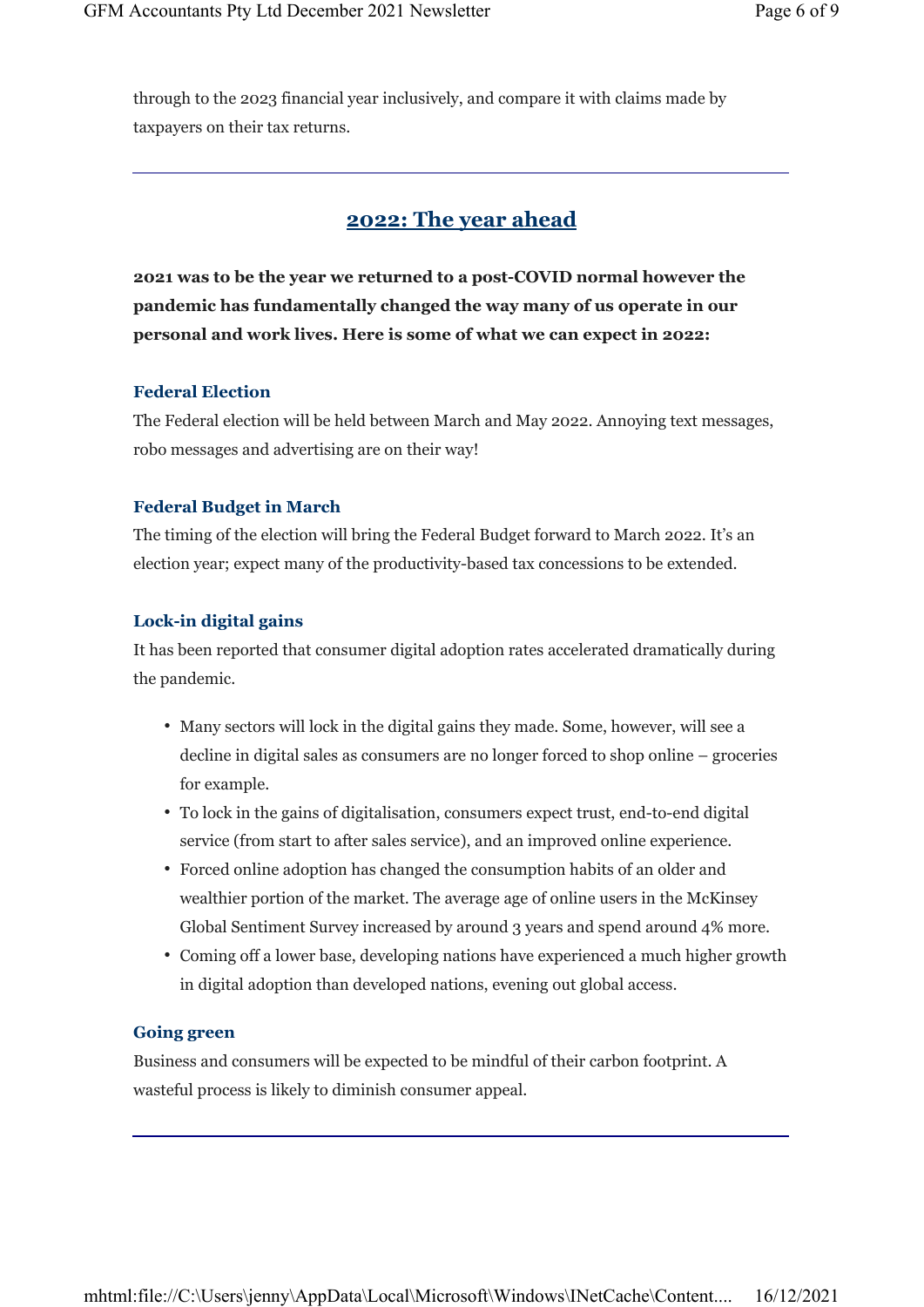through to the 2023 financial year inclusively, and compare it with claims made by taxpayers on their tax returns.

---

## 2022: The year ahead

**2021 was to be the year we returned to a post-COVID normal however the pandemic has fundamentally changed the way many of us operate in our personal and work lives. Here is some of what we can expect in 2022:**

### Federal Election

The Federal election will be held between March and May 2022. Annoying text messages, robo messages and advertising are on their way!

### Federal Budget in March

The timing of the election will bring the Federal Budget forward to March 2022. It's an election year; expect many of the productivity-based tax concessions to be extended.

### Lock-in digital gains

It has been reported that consumer digital adoption rates accelerated dramatically during the pandemic.

- Many sectors will lock in the digital gains they made. Some, however, will see a decline in digital sales as consumers are no longer forced to shop online – groceries for example.
- To lock in the gains of digitalisation, consumers expect trust, end-to-end digital service (from start to after sales service), and an improved online experience.
- Forced online adoption has changed the consumption habits of an older and wealthier portion of the market. The average age of online users in the McKinsey Global Sentiment Survey increased by around 3 years and spend around 4% more.
- Coming off a lower base, developing nations have experienced a much higher growth in digital adoption than developed nations, evening out global access.

### Going green

Business and consumers will be expected to be mindful of their carbon footprint. A wasteful process is likely to diminish consumer appeal.

---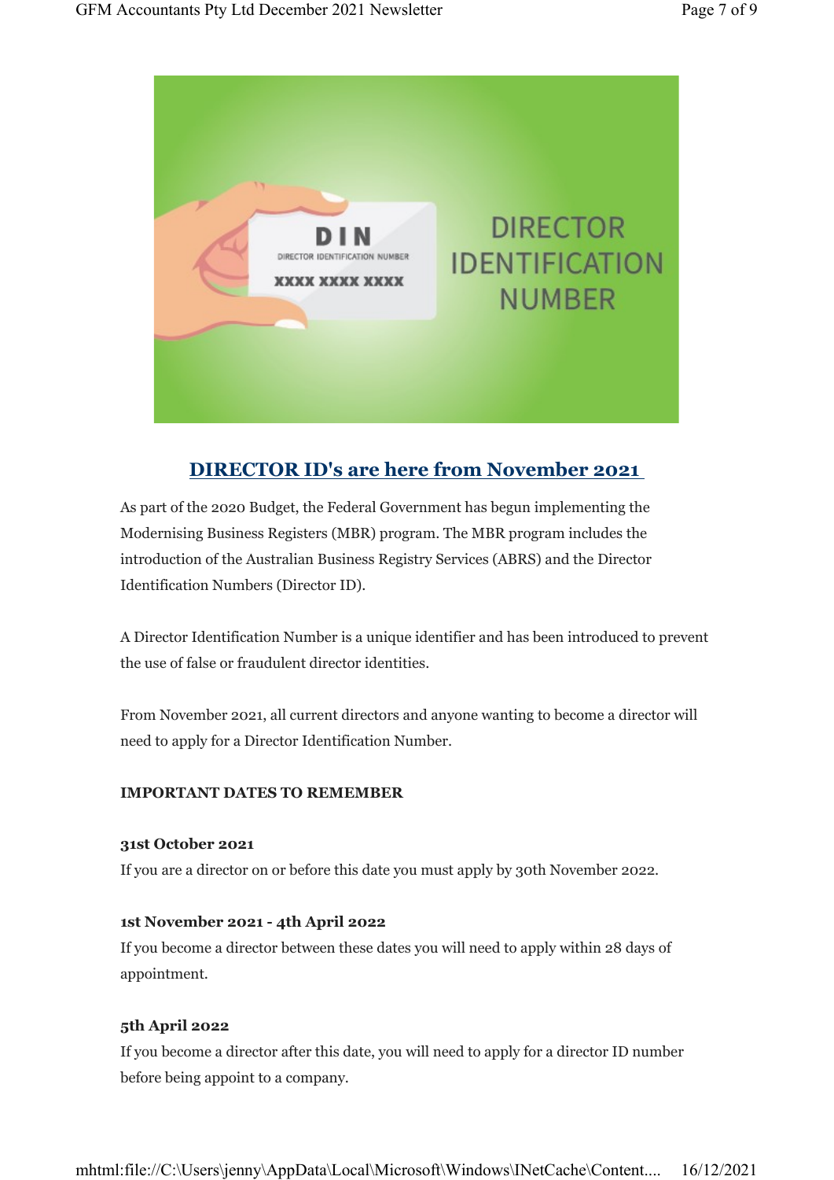## DIRECTOR ID's are here from November 2021

As part of the 2020 Budget, the Federal Government has begun implementing the Modernising Business Registers (MBR) program. The MBR program includes the introduction of the Australian Business Registry Services (ABRS) and the Director Identification Numbers (Director ID).

A Director Identification Number is a unique identifier and has been introduced to prevent the use of false or fraudulent director identities.

From November 2021, all current directors and anyone wanting to become a director will need to apply for a Director Identification Number.

**IMPORTANT DATES TO REMEMBER**

**31st October 2021**
If you are a director on or before this date you must apply by 30th November 2022.

**1st November 2021 - 4th April 2022**
If you become a director between these dates you will need to apply within 28 days of appointment.

**5th April 2022**
If you become a director after this date, you will need to apply for a director ID number before being appoint to a company.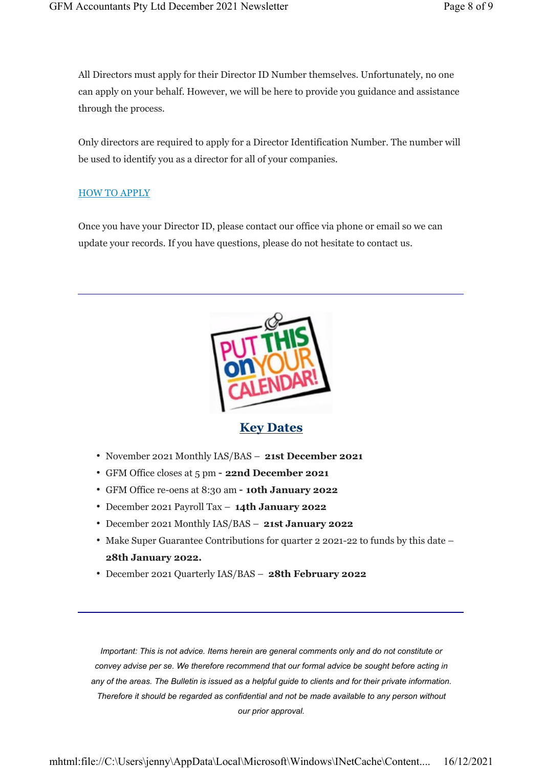All Directors must apply for their Director ID Number themselves. Unfortunately, no one can apply on your behalf. However, we will be here to provide you guidance and assistance through the process.

Only directors are required to apply for a Director Identification Number. The number will be used to identify you as a director for all of your companies.

HOW TO APPLY

Once you have your Director ID, please contact our office via phone or email so we can update your records. If you have questions, please do not hesitate to contact us.

---

## Key Dates

- November 2021 Monthly IAS/BAS – **21st December 2021**
- GFM Office closes at 5 pm **- 22nd December 2021**
- GFM Office re-oens at 8:30 am **- 10th January 2022**
- December 2021 Payroll Tax – **14th January 2022**
- December 2021 Monthly IAS/BAS – **21st January 2022**
- Make Super Guarantee Contributions for quarter 2 2021-22 to funds by this date – **28th January 2022.**
- December 2021 Quarterly IAS/BAS – **28th February 2022**

---

*Important: This is not advice. Items herein are general comments only and do not constitute or convey advise per se. We therefore recommend that our formal advice be sought before acting in any of the areas. The Bulletin is issued as a helpful guide to clients and for their private information. Therefore it should be regarded as confidential and not be made available to any person without our prior approval.*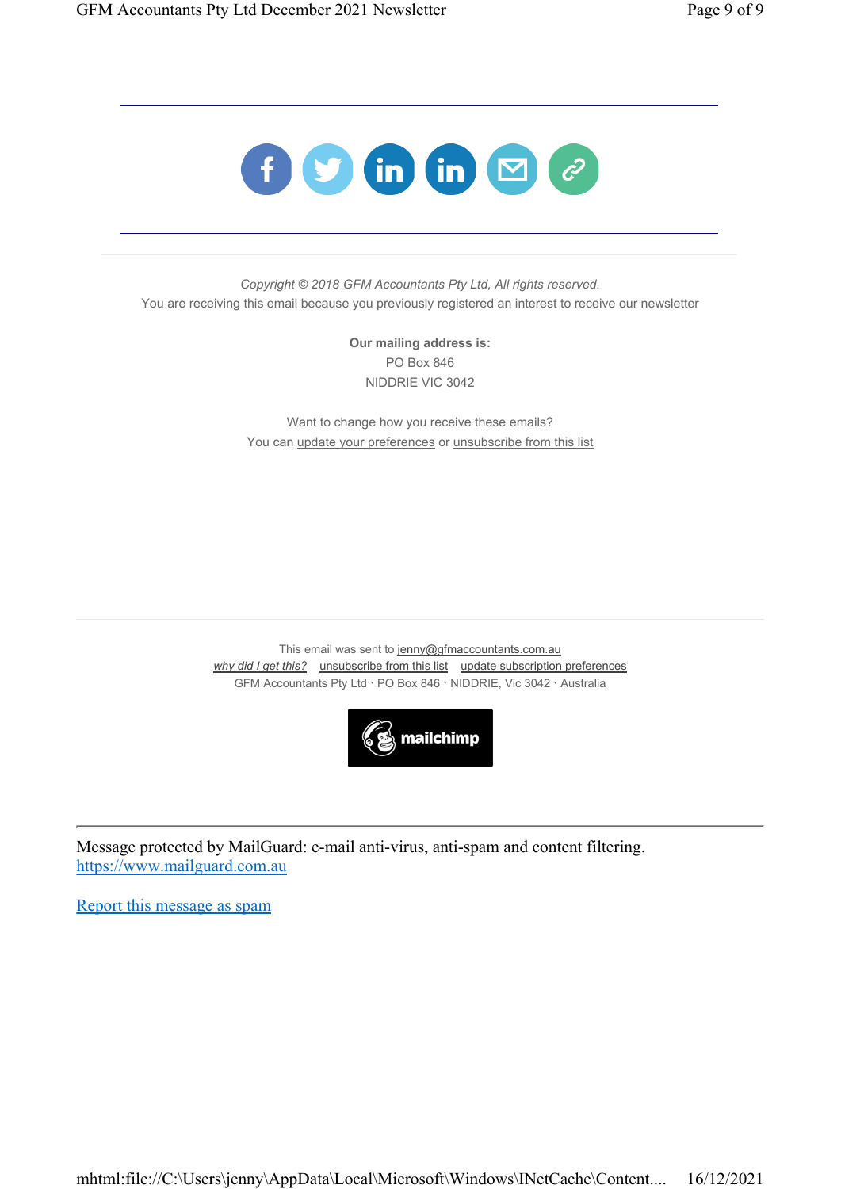*Copyright © 2018 GFM Accountants Pty Ltd, All rights reserved.*
You are receiving this email because you previously registered an interest to receive our newsletter

**Our mailing address is:**
PO Box 846
NIDDRIE VIC 3042

Want to change how you receive these emails?
You can update your preferences or unsubscribe from this list

---

This email was sent to jenny@gfmaccountants.com.au
*why did I get this?* unsubscribe from this list update subscription preferences
GFM Accountants Pty Ltd · PO Box 846 · NIDDRIE, Vic 3042 · Australia

mailchimp

---

Message protected by MailGuard: e-mail anti-virus, anti-spam and content filtering.
https://www.mailguard.com.au

Report this message as spam